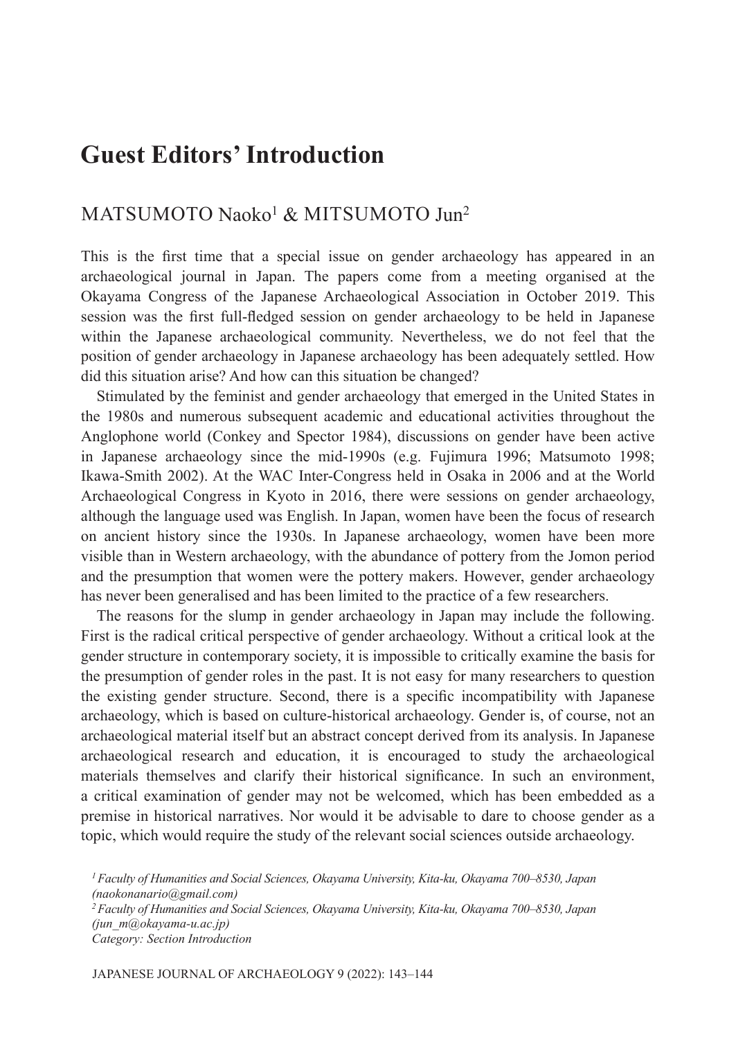# Guest Editors' Introduction

## MATSUMOTO Naoko[1] & MITSUMOTO Jun[2]

This is the first time that a special issue on gender archaeology has appeared in an archaeological journal in Japan. The papers come from a meeting organised at the Okayama Congress of the Japanese Archaeological Association in October 2019. This session was the first full-fledged session on gender archaeology to be held in Japanese within the Japanese archaeological community. Nevertheless, we do not feel that the position of gender archaeology in Japanese archaeology has been adequately settled. How did this situation arise? And how can this situation be changed?

Stimulated by the feminist and gender archaeology that emerged in the United States in the 1980s and numerous subsequent academic and educational activities throughout the Anglophone world (Conkey and Spector 1984), discussions on gender have been active in Japanese archaeology since the mid-1990s (e.g. Fujimura 1996; Matsumoto 1998; Ikawa-Smith 2002). At the WAC Inter-Congress held in Osaka in 2006 and at the World Archaeological Congress in Kyoto in 2016, there were sessions on gender archaeology, although the language used was English. In Japan, women have been the focus of research on ancient history since the 1930s. In Japanese archaeology, women have been more visible than in Western archaeology, with the abundance of pottery from the Jomon period and the presumption that women were the pottery makers. However, gender archaeology has never been generalised and has been limited to the practice of a few researchers.

The reasons for the slump in gender archaeology in Japan may include the following. First is the radical critical perspective of gender archaeology. Without a critical look at the gender structure in contemporary society, it is impossible to critically examine the basis for the presumption of gender roles in the past. It is not easy for many researchers to question the existing gender structure. Second, there is a specific incompatibility with Japanese archaeology, which is based on culture-historical archaeology. Gender is, of course, not an archaeological material itself but an abstract concept derived from its analysis. In Japanese archaeological research and education, it is encouraged to study the archaeological materials themselves and clarify their historical significance. In such an environment, a critical examination of gender may not be welcomed, which has been embedded as a premise in historical narratives. Nor would it be advisable to dare to choose gender as a topic, which would require the study of the relevant social sciences outside archaeology.

*[1] Faculty of Humanities and Social Sciences, Okayama University, Kita-ku, Okayama 700–8530, Japan (naokonanario@gmail.com)*
*[2] Faculty of Humanities and Social Sciences, Okayama University, Kita-ku, Okayama 700–8530, Japan (jun_m@okayama-u.ac.jp)*
*Category: Section Introduction*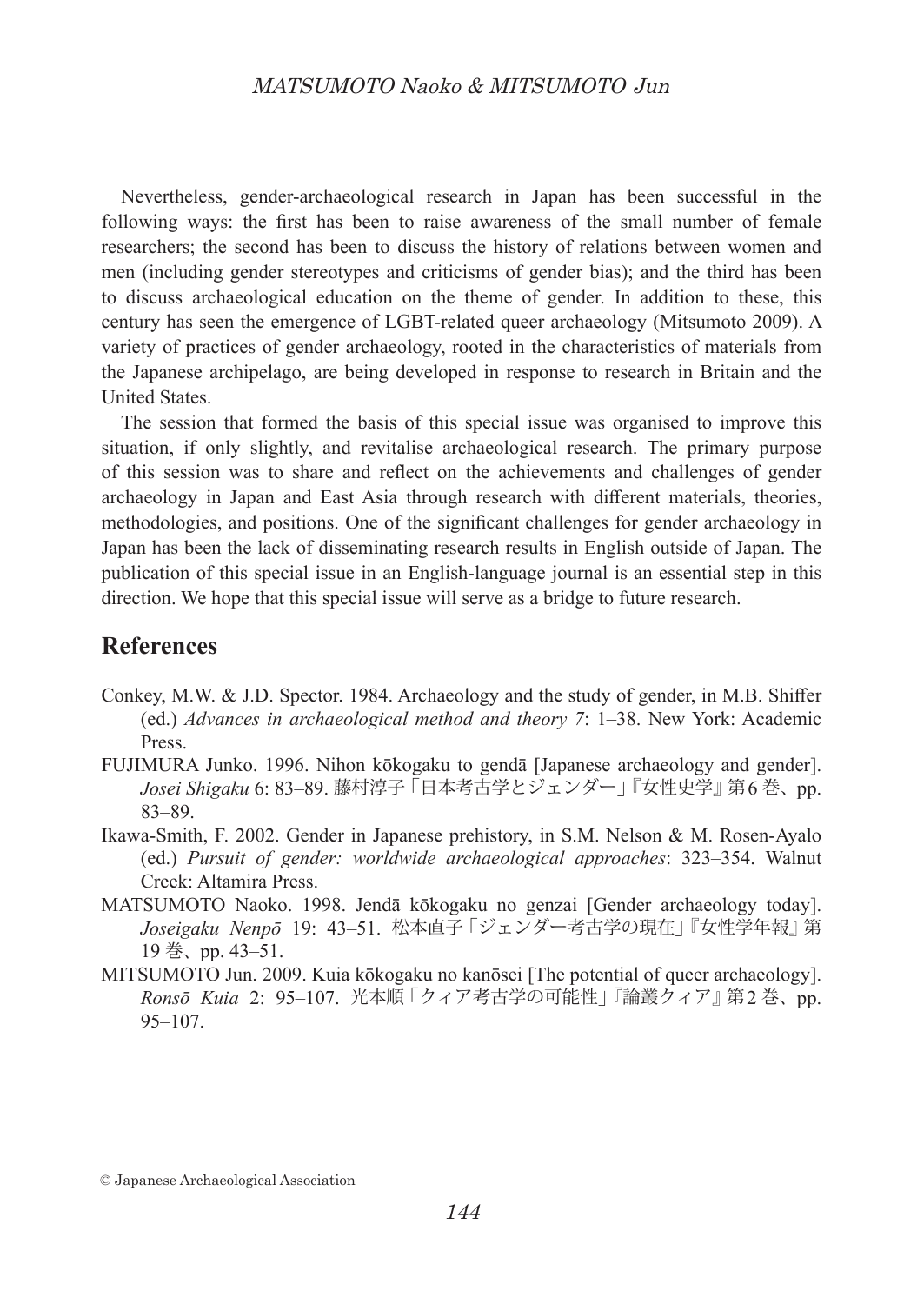Nevertheless, gender-archaeological research in Japan has been successful in the following ways: the first has been to raise awareness of the small number of female researchers; the second has been to discuss the history of relations between women and men (including gender stereotypes and criticisms of gender bias); and the third has been to discuss archaeological education on the theme of gender. In addition to these, this century has seen the emergence of LGBT-related queer archaeology (Mitsumoto 2009). A variety of practices of gender archaeology, rooted in the characteristics of materials from the Japanese archipelago, are being developed in response to research in Britain and the United States.

The session that formed the basis of this special issue was organised to improve this situation, if only slightly, and revitalise archaeological research. The primary purpose of this session was to share and reflect on the achievements and challenges of gender archaeology in Japan and East Asia through research with different materials, theories, methodologies, and positions. One of the significant challenges for gender archaeology in Japan has been the lack of disseminating research results in English outside of Japan. The publication of this special issue in an English-language journal is an essential step in this direction. We hope that this special issue will serve as a bridge to future research.

## References

Conkey, M.W. & J.D. Spector. 1984. Archaeology and the study of gender, in M.B. Shiffer (ed.) *Advances in archaeological method and theory 7*: 1–38. New York: Academic Press.

FUJIMURA Junko. 1996. Nihon kōkogaku to gendā [Japanese archaeology and gender]. *Josei Shigaku* 6: 83–89. 藤村淳子「日本考古学とジェンダー」『女性史学』第6巻、pp. 83–89.

Ikawa-Smith, F. 2002. Gender in Japanese prehistory, in S.M. Nelson & M. Rosen-Ayalo (ed.) *Pursuit of gender: worldwide archaeological approaches*: 323–354. Walnut Creek: Altamira Press.

MATSUMOTO Naoko. 1998. Jendā kōkogaku no genzai [Gender archaeology today]. *Joseigaku Nenpō* 19: 43–51. 松本直子「ジェンダー考古学の現在」『女性学年報』第19巻、pp. 43–51.

MITSUMOTO Jun. 2009. Kuia kōkogaku no kanōsei [The potential of queer archaeology]. *Ronsō Kuia* 2: 95–107. 光本順「クィア考古学の可能性」『論叢クィア』第2巻、pp. 95–107.

© Japanese Archaeological Association